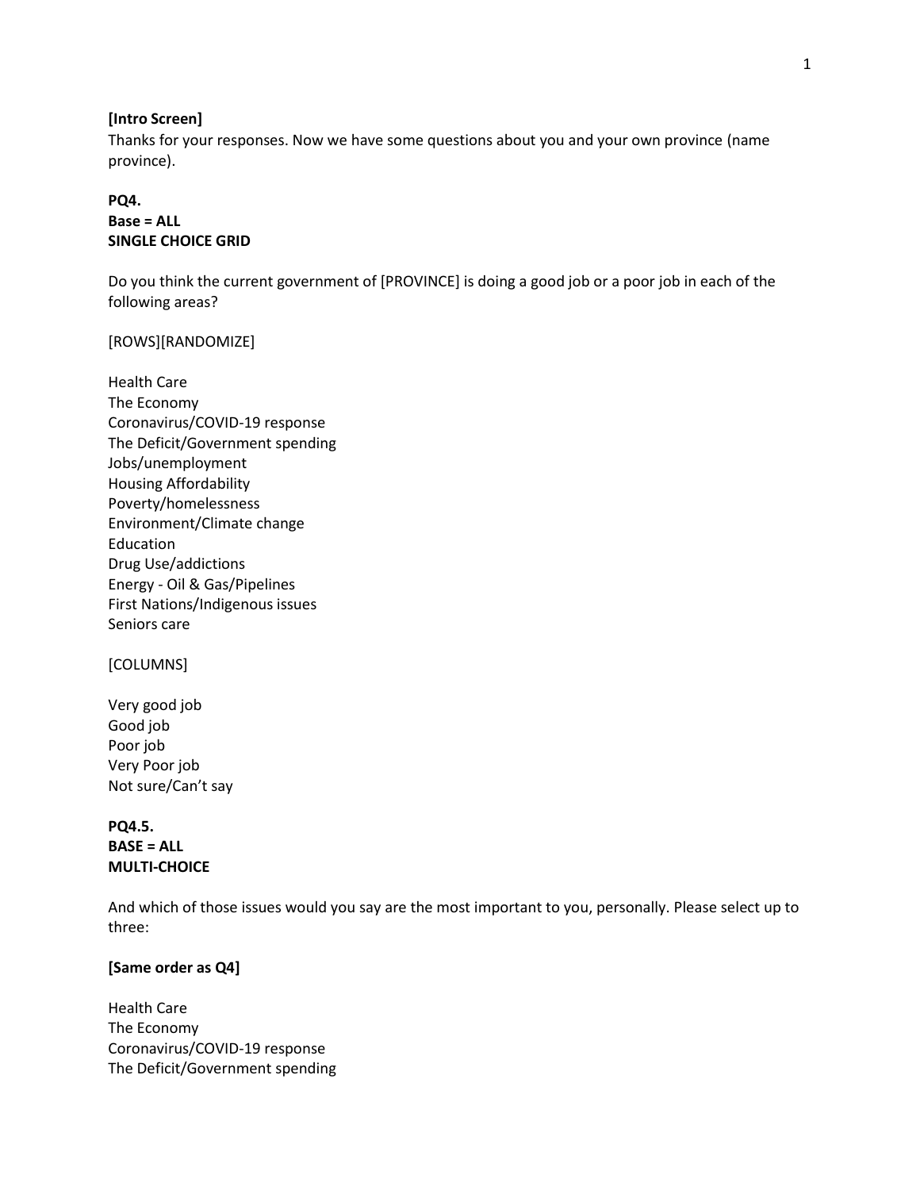**[Intro Screen]**
Thanks for your responses. Now we have some questions about you and your own province (name province).

**PQ4.**
**Base = ALL**
**SINGLE CHOICE GRID**

Do you think the current government of [PROVINCE] is doing a good job or a poor job in each of the following areas?

[ROWS][RANDOMIZE]

Health Care
The Economy
Coronavirus/COVID-19 response
The Deficit/Government spending
Jobs/unemployment
Housing Affordability
Poverty/homelessness
Environment/Climate change
Education
Drug Use/addictions
Energy - Oil & Gas/Pipelines
First Nations/Indigenous issues
Seniors care

[COLUMNS]

Very good job
Good job
Poor job
Very Poor job
Not sure/Can't say

**PQ4.5.**
**BASE = ALL**
**MULTI-CHOICE**

And which of those issues would you say are the most important to you, personally. Please select up to three:

**[Same order as Q4]**

Health Care
The Economy
Coronavirus/COVID-19 response
The Deficit/Government spending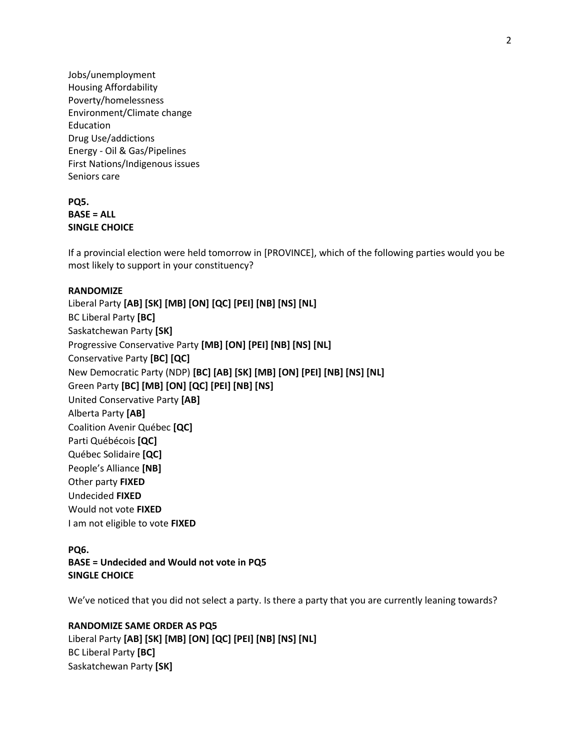Jobs/unemployment
Housing Affordability
Poverty/homelessness
Environment/Climate change
Education
Drug Use/addictions
Energy - Oil & Gas/Pipelines
First Nations/Indigenous issues
Seniors care

**PQ5.**
**BASE = ALL**
**SINGLE CHOICE**

If a provincial election were held tomorrow in [PROVINCE], which of the following parties would you be most likely to support in your constituency?

**RANDOMIZE**
Liberal Party **[AB] [SK] [MB] [ON] [QC] [PEI] [NB] [NS] [NL]**
BC Liberal Party **[BC]**
Saskatchewan Party **[SK]**
Progressive Conservative Party **[MB] [ON] [PEI] [NB] [NS] [NL]**
Conservative Party **[BC] [QC]**
New Democratic Party (NDP) **[BC] [AB] [SK] [MB] [ON] [PEI] [NB] [NS] [NL]**
Green Party **[BC] [MB] [ON] [QC] [PEI] [NB] [NS]**
United Conservative Party **[AB]**
Alberta Party **[AB]**
Coalition Avenir Québec **[QC]**
Parti Québécois **[QC]**
Québec Solidaire **[QC]**
People's Alliance **[NB]**
Other party **FIXED**
Undecided **FIXED**
Would not vote **FIXED**
I am not eligible to vote **FIXED**

**PQ6.**
**BASE = Undecided and Would not vote in PQ5**
**SINGLE CHOICE**

We've noticed that you did not select a party. Is there a party that you are currently leaning towards?

**RANDOMIZE SAME ORDER AS PQ5**
Liberal Party **[AB] [SK] [MB] [ON] [QC] [PEI] [NB] [NS] [NL]**
BC Liberal Party **[BC]**
Saskatchewan Party **[SK]**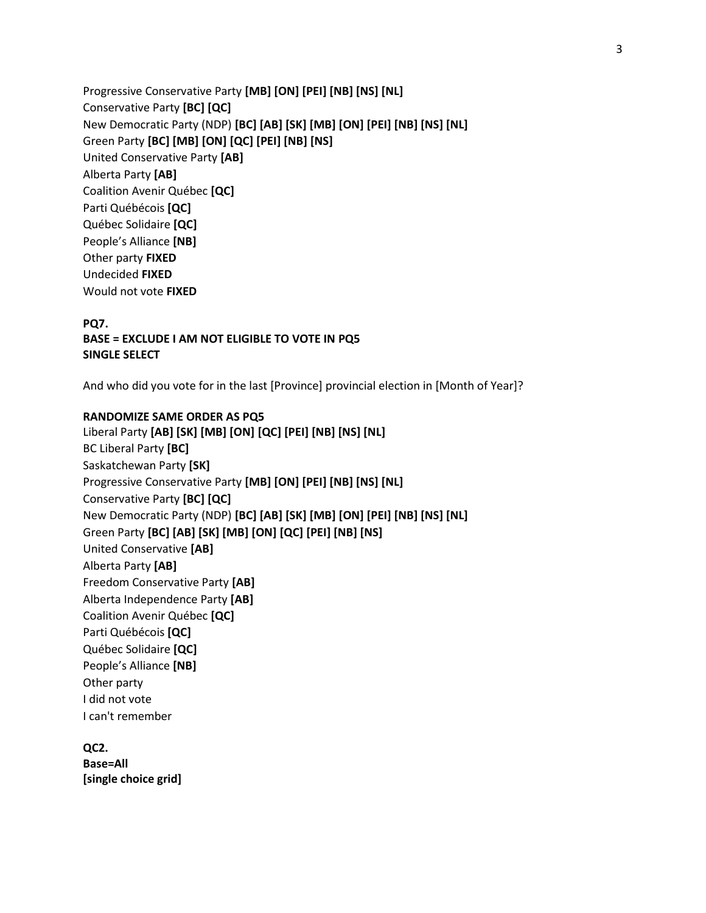Progressive Conservative Party **[MB] [ON] [PEI] [NB] [NS] [NL]**
Conservative Party **[BC] [QC]**
New Democratic Party (NDP) **[BC] [AB] [SK] [MB] [ON] [PEI] [NB] [NS] [NL]**
Green Party **[BC] [MB] [ON] [QC] [PEI] [NB] [NS]**
United Conservative Party **[AB]**
Alberta Party **[AB]**
Coalition Avenir Québec **[QC]**
Parti Québécois **[QC]**
Québec Solidaire **[QC]**
People's Alliance **[NB]**
Other party **FIXED**
Undecided **FIXED**
Would not vote **FIXED**

**PQ7.**
**BASE = EXCLUDE I AM NOT ELIGIBLE TO VOTE IN PQ5**
**SINGLE SELECT**

And who did you vote for in the last [Province] provincial election in [Month of Year]?

**RANDOMIZE SAME ORDER AS PQ5**
Liberal Party **[AB] [SK] [MB] [ON] [QC] [PEI] [NB] [NS] [NL]**
BC Liberal Party **[BC]**
Saskatchewan Party **[SK]**
Progressive Conservative Party **[MB] [ON] [PEI] [NB] [NS] [NL]**
Conservative Party **[BC] [QC]**
New Democratic Party (NDP) **[BC] [AB] [SK] [MB] [ON] [PEI] [NB] [NS] [NL]**
Green Party **[BC] [AB] [SK] [MB] [ON] [QC] [PEI] [NB] [NS]**
United Conservative **[AB]**
Alberta Party **[AB]**
Freedom Conservative Party **[AB]**
Alberta Independence Party **[AB]**
Coalition Avenir Québec **[QC]**
Parti Québécois **[QC]**
Québec Solidaire **[QC]**
People's Alliance **[NB]**
Other party
I did not vote
I can't remember

**QC2.**
**Base=All**
**[single choice grid]**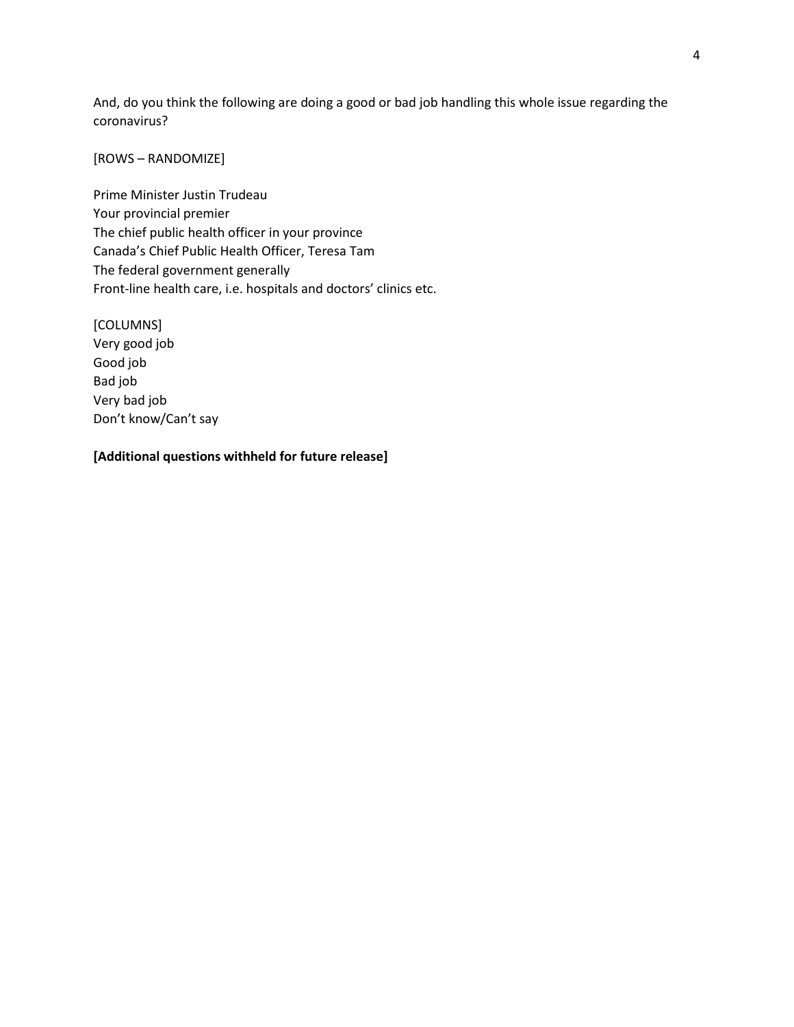And, do you think the following are doing a good or bad job handling this whole issue regarding the coronavirus?

[ROWS – RANDOMIZE]

Prime Minister Justin Trudeau
Your provincial premier
The chief public health officer in your province
Canada's Chief Public Health Officer, Teresa Tam
The federal government generally
Front-line health care, i.e. hospitals and doctors' clinics etc.

[COLUMNS]
Very good job
Good job
Bad job
Very bad job
Don't know/Can't say

**[Additional questions withheld for future release]**